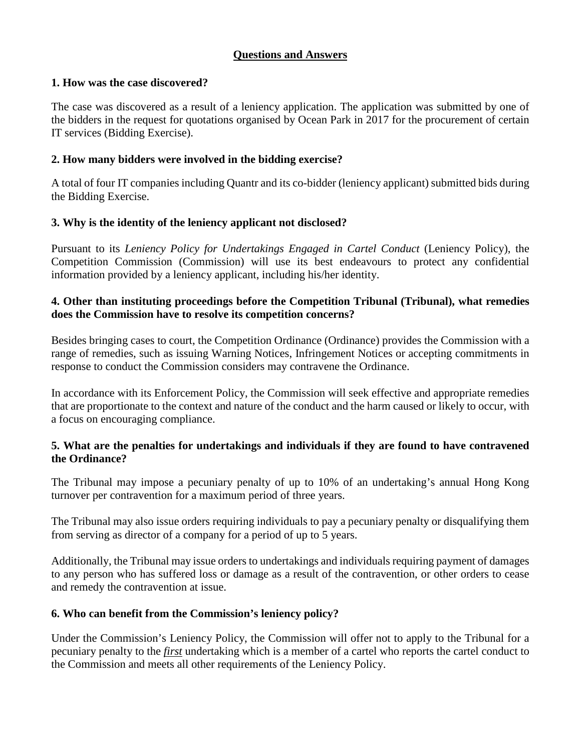# **Questions and Answers**

**1. How was the case discovered?**

The case was discovered as a result of a leniency application. The application was submitted by one of the bidders in the request for quotations organised by Ocean Park in 2017 for the procurement of certain IT services (Bidding Exercise).

**2. How many bidders were involved in the bidding exercise?**

A total of four IT companies including Quantr and its co-bidder (leniency applicant) submitted bids during the Bidding Exercise.

**3. Why is the identity of the leniency applicant not disclosed?**

Pursuant to its *Leniency Policy for Undertakings Engaged in Cartel Conduct* (Leniency Policy), the Competition Commission (Commission) will use its best endeavours to protect any confidential information provided by a leniency applicant, including his/her identity.

**4. Other than instituting proceedings before the Competition Tribunal (Tribunal), what remedies does the Commission have to resolve its competition concerns?**

Besides bringing cases to court, the Competition Ordinance (Ordinance) provides the Commission with a range of remedies, such as issuing Warning Notices, Infringement Notices or accepting commitments in response to conduct the Commission considers may contravene the Ordinance.

In accordance with its Enforcement Policy, the Commission will seek effective and appropriate remedies that are proportionate to the context and nature of the conduct and the harm caused or likely to occur, with a focus on encouraging compliance.

**5. What are the penalties for undertakings and individuals if they are found to have contravened the Ordinance?**

The Tribunal may impose a pecuniary penalty of up to 10% of an undertaking's annual Hong Kong turnover per contravention for a maximum period of three years.

The Tribunal may also issue orders requiring individuals to pay a pecuniary penalty or disqualifying them from serving as director of a company for a period of up to 5 years.

Additionally, the Tribunal may issue orders to undertakings and individuals requiring payment of damages to any person who has suffered loss or damage as a result of the contravention, or other orders to cease and remedy the contravention at issue.

**6. Who can benefit from the Commission's leniency policy?**

Under the Commission's Leniency Policy, the Commission will offer not to apply to the Tribunal for a pecuniary penalty to the ***first*** undertaking which is a member of a cartel who reports the cartel conduct to the Commission and meets all other requirements of the Leniency Policy.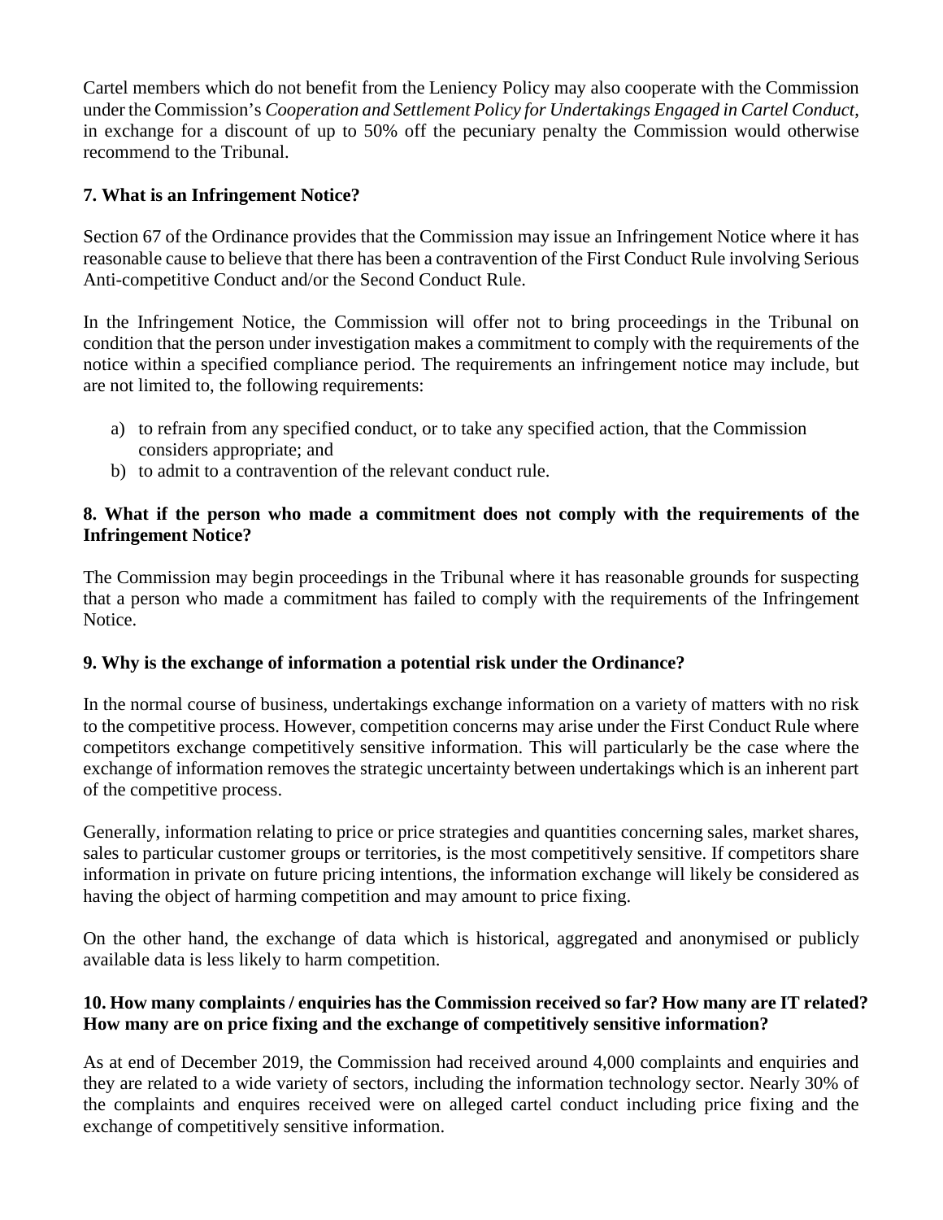Cartel members which do not benefit from the Leniency Policy may also cooperate with the Commission under the Commission's *Cooperation and Settlement Policy for Undertakings Engaged in Cartel Conduct*, in exchange for a discount of up to 50% off the pecuniary penalty the Commission would otherwise recommend to the Tribunal.

**7. What is an Infringement Notice?**

Section 67 of the Ordinance provides that the Commission may issue an Infringement Notice where it has reasonable cause to believe that there has been a contravention of the First Conduct Rule involving Serious Anti-competitive Conduct and/or the Second Conduct Rule.

In the Infringement Notice, the Commission will offer not to bring proceedings in the Tribunal on condition that the person under investigation makes a commitment to comply with the requirements of the notice within a specified compliance period. The requirements an infringement notice may include, but are not limited to, the following requirements:

a) to refrain from any specified conduct, or to take any specified action, that the Commission considers appropriate; and
b) to admit to a contravention of the relevant conduct rule.

**8. What if the person who made a commitment does not comply with the requirements of the Infringement Notice?**

The Commission may begin proceedings in the Tribunal where it has reasonable grounds for suspecting that a person who made a commitment has failed to comply with the requirements of the Infringement Notice.

**9. Why is the exchange of information a potential risk under the Ordinance?**

In the normal course of business, undertakings exchange information on a variety of matters with no risk to the competitive process. However, competition concerns may arise under the First Conduct Rule where competitors exchange competitively sensitive information. This will particularly be the case where the exchange of information removes the strategic uncertainty between undertakings which is an inherent part of the competitive process.

Generally, information relating to price or price strategies and quantities concerning sales, market shares, sales to particular customer groups or territories, is the most competitively sensitive. If competitors share information in private on future pricing intentions, the information exchange will likely be considered as having the object of harming competition and may amount to price fixing.

On the other hand, the exchange of data which is historical, aggregated and anonymised or publicly available data is less likely to harm competition.

**10. How many complaints / enquiries has the Commission received so far? How many are IT related? How many are on price fixing and the exchange of competitively sensitive information?**

As at end of December 2019, the Commission had received around 4,000 complaints and enquiries and they are related to a wide variety of sectors, including the information technology sector. Nearly 30% of the complaints and enquires received were on alleged cartel conduct including price fixing and the exchange of competitively sensitive information.